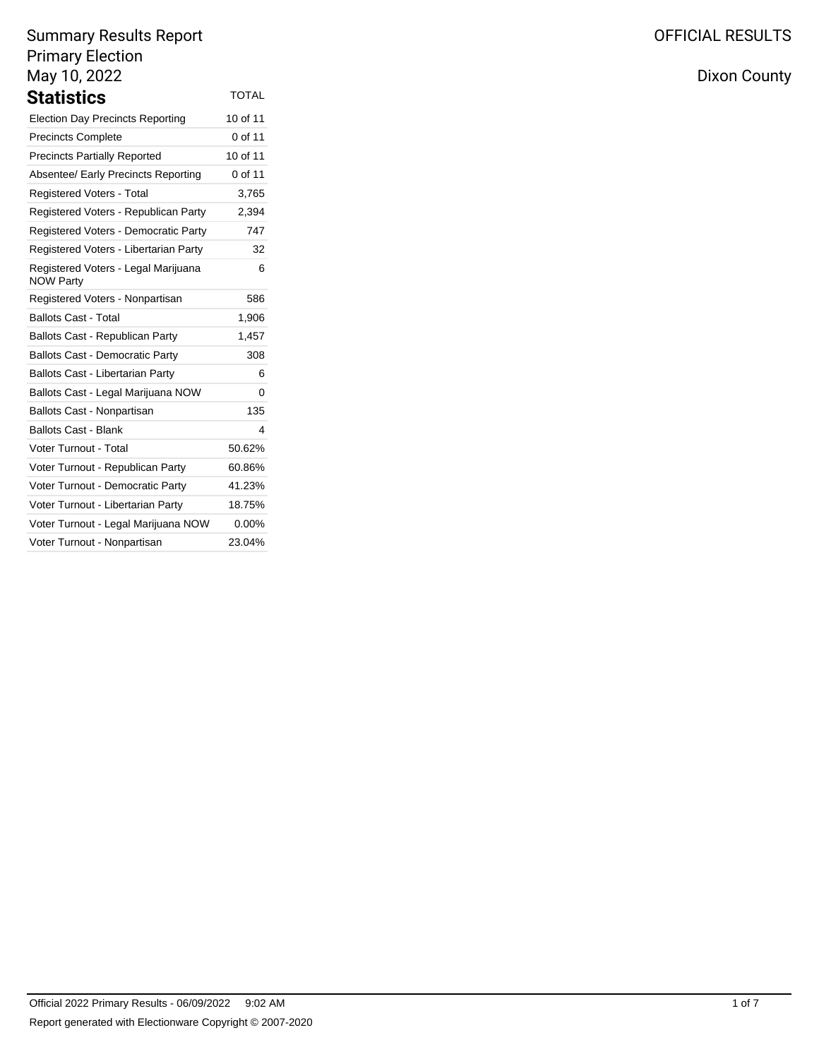Summary Results Report
Primary Election
May 10, 2022

OFFICIAL RESULTS

Dixon County

## Statistics

| | TOTAL |
|---|---|
| Election Day Precincts Reporting | 10 of 11 |
| Precincts Complete | 0 of 11 |
| Precincts Partially Reported | 10 of 11 |
| Absentee/ Early Precincts Reporting | 0 of 11 |
| Registered Voters - Total | 3,765 |
| Registered Voters - Republican Party | 2,394 |
| Registered Voters - Democratic Party | 747 |
| Registered Voters - Libertarian Party | 32 |
| Registered Voters - Legal Marijuana NOW Party | 6 |
| Registered Voters - Nonpartisan | 586 |
| Ballots Cast - Total | 1,906 |
| Ballots Cast - Republican Party | 1,457 |
| Ballots Cast - Democratic Party | 308 |
| Ballots Cast - Libertarian Party | 6 |
| Ballots Cast - Legal Marijuana NOW | 0 |
| Ballots Cast - Nonpartisan | 135 |
| Ballots Cast - Blank | 4 |
| Voter Turnout - Total | 50.62% |
| Voter Turnout - Republican Party | 60.86% |
| Voter Turnout - Democratic Party | 41.23% |
| Voter Turnout - Libertarian Party | 18.75% |
| Voter Turnout - Legal Marijuana NOW | 0.00% |
| Voter Turnout - Nonpartisan | 23.04% |

Official 2022 Primary Results - 06/09/2022 9:02 AM

Report generated with Electionware Copyright © 2007-2020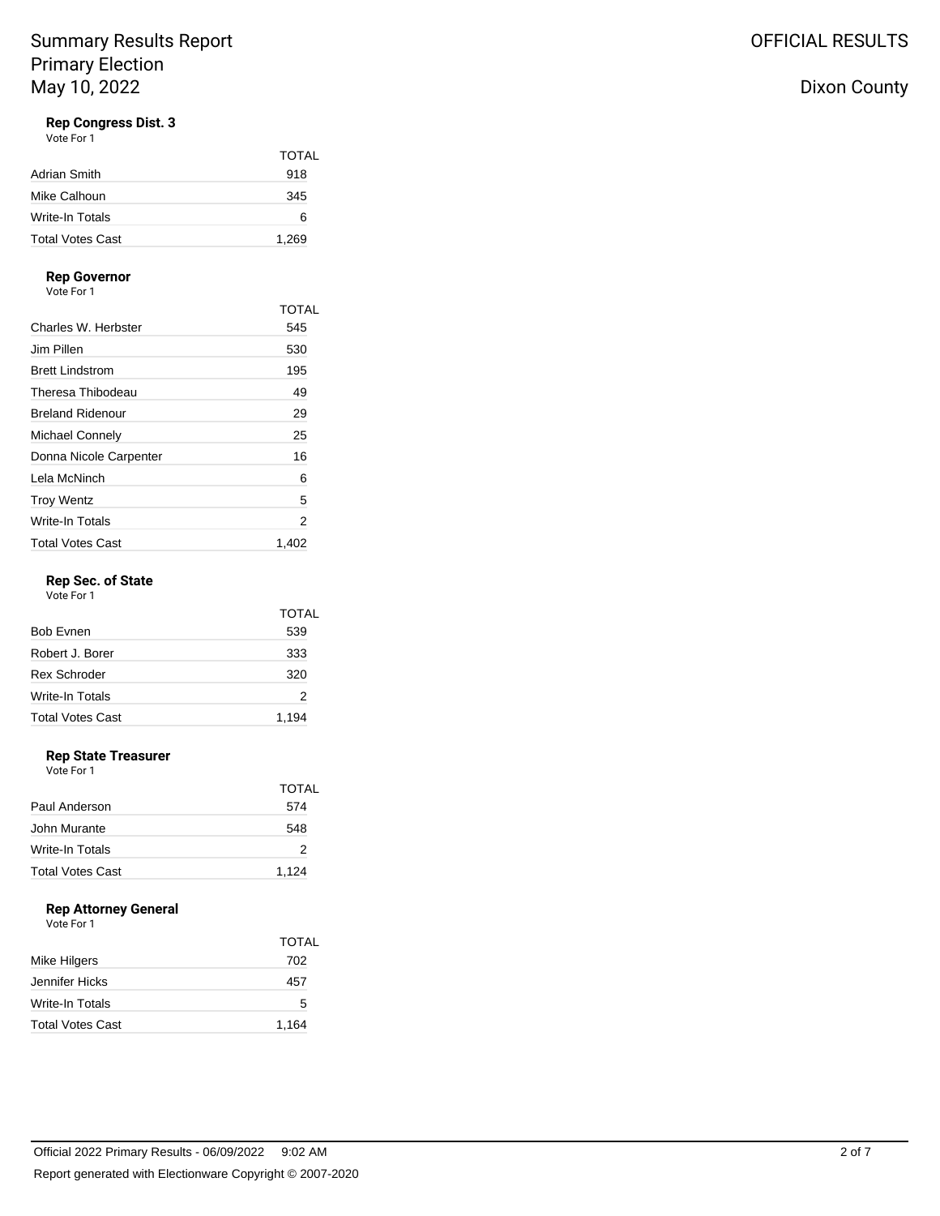# Summary Results Report
# Primary Election
# May 10, 2022

OFFICIAL RESULTS

Dixon County

### Rep Congress Dist. 3

Vote For 1

| | TOTAL |
|---|---|
| Adrian Smith | 918 |
| Mike Calhoun | 345 |
| Write-In Totals | 6 |
| Total Votes Cast | 1,269 |

### Rep Governor

Vote For 1

| | TOTAL |
|---|---|
| Charles W. Herbster | 545 |
| Jim Pillen | 530 |
| Brett Lindstrom | 195 |
| Theresa Thibodeau | 49 |
| Breland Ridenour | 29 |
| Michael Connely | 25 |
| Donna Nicole Carpenter | 16 |
| Lela McNinch | 6 |
| Troy Wentz | 5 |
| Write-In Totals | 2 |
| Total Votes Cast | 1,402 |

### Rep Sec. of State

Vote For 1

| | TOTAL |
|---|---|
| Bob Evnen | 539 |
| Robert J. Borer | 333 |
| Rex Schroder | 320 |
| Write-In Totals | 2 |
| Total Votes Cast | 1,194 |

### Rep State Treasurer

Vote For 1

| | TOTAL |
|---|---|
| Paul Anderson | 574 |
| John Murante | 548 |
| Write-In Totals | 2 |
| Total Votes Cast | 1,124 |

### Rep Attorney General

Vote For 1

| | TOTAL |
|---|---|
| Mike Hilgers | 702 |
| Jennifer Hicks | 457 |
| Write-In Totals | 5 |
| Total Votes Cast | 1,164 |

Official 2022 Primary Results - 06/09/2022 9:02 AM

Report generated with Electionware Copyright © 2007-2020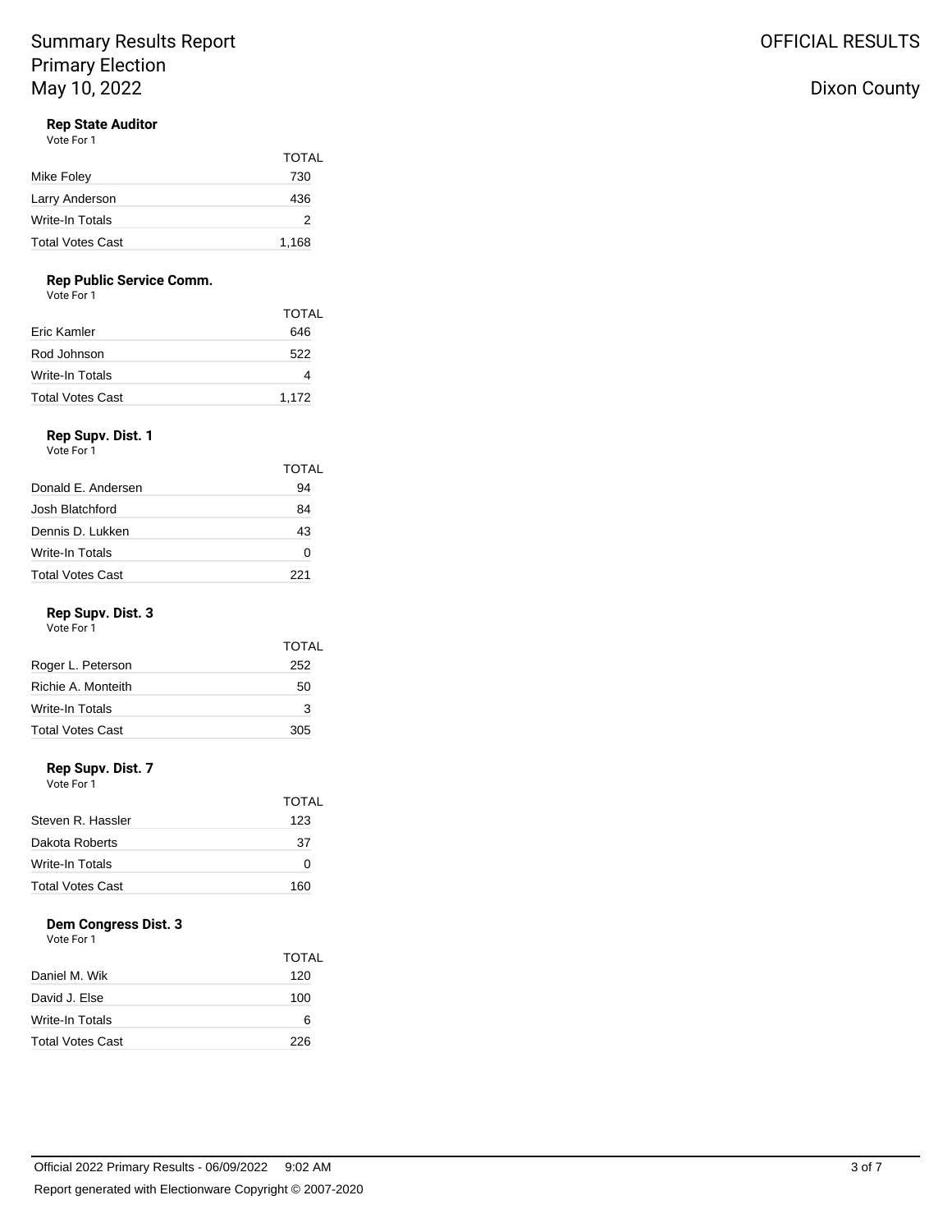Summary Results Report
Primary Election
May 10, 2022

OFFICIAL RESULTS

Dixon County

### Rep State Auditor

Vote For 1

| | TOTAL |
|---|---|
| Mike Foley | 730 |
| Larry Anderson | 436 |
| Write-In Totals | 2 |
| Total Votes Cast | 1,168 |

### Rep Public Service Comm.

Vote For 1

| | TOTAL |
|---|---|
| Eric Kamler | 646 |
| Rod Johnson | 522 |
| Write-In Totals | 4 |
| Total Votes Cast | 1,172 |

### Rep Supv. Dist. 1

Vote For 1

| | TOTAL |
|---|---|
| Donald E. Andersen | 94 |
| Josh Blatchford | 84 |
| Dennis D. Lukken | 43 |
| Write-In Totals | 0 |
| Total Votes Cast | 221 |

### Rep Supv. Dist. 3

Vote For 1

| | TOTAL |
|---|---|
| Roger L. Peterson | 252 |
| Richie A. Monteith | 50 |
| Write-In Totals | 3 |
| Total Votes Cast | 305 |

### Rep Supv. Dist. 7

Vote For 1

| | TOTAL |
|---|---|
| Steven R. Hassler | 123 |
| Dakota Roberts | 37 |
| Write-In Totals | 0 |
| Total Votes Cast | 160 |

### Dem Congress Dist. 3

Vote For 1

| | TOTAL |
|---|---|
| Daniel M. Wik | 120 |
| David J. Else | 100 |
| Write-In Totals | 6 |
| Total Votes Cast | 226 |

Official 2022 Primary Results - 06/09/2022 9:02 AM

Report generated with Electionware Copyright © 2007-2020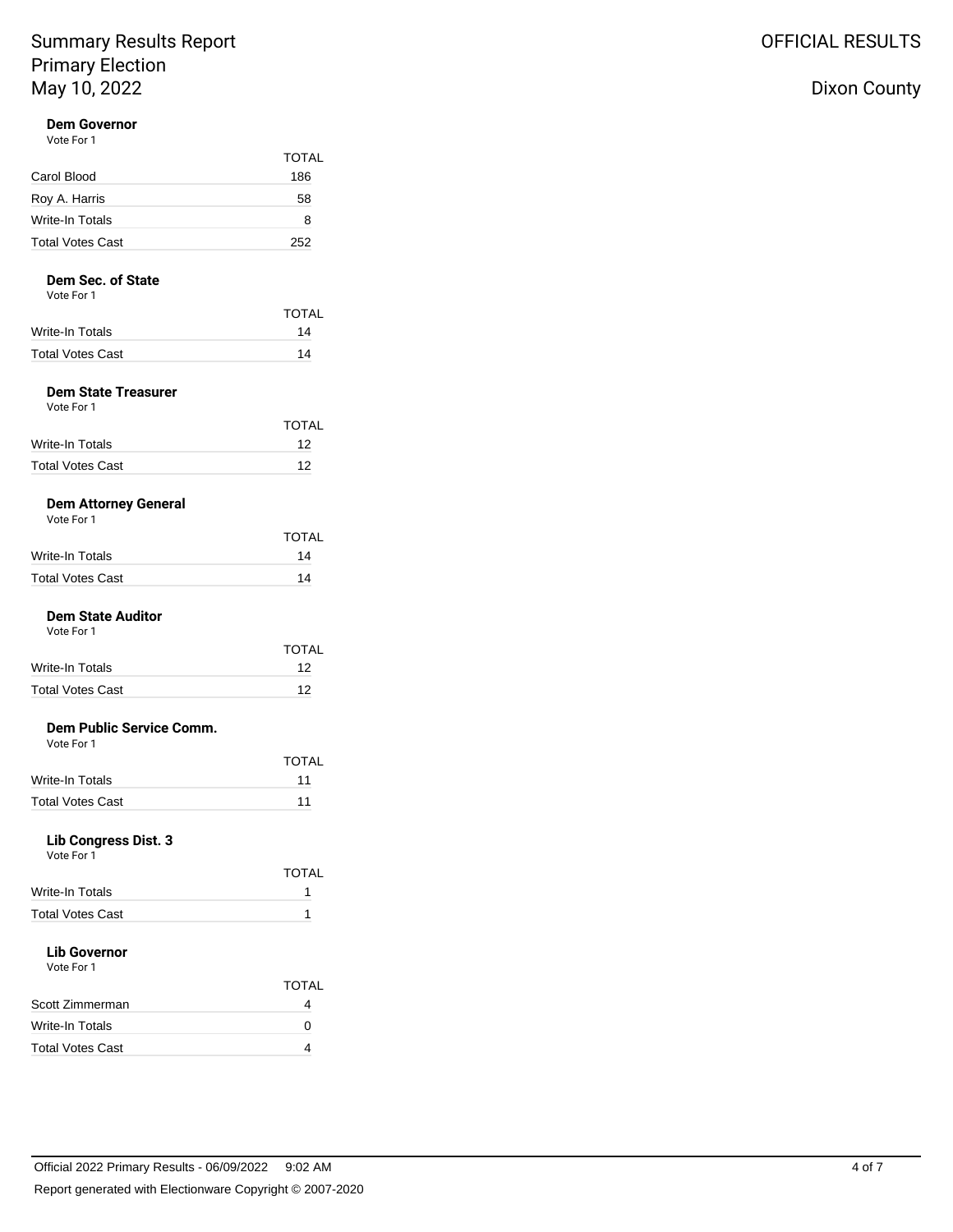# Summary Results Report
# Primary Election
# May 10, 2022

OFFICIAL RESULTS

Dixon County

### Dem Governor

Vote For 1

| | TOTAL |
|---|---|
| Carol Blood | 186 |
| Roy A. Harris | 58 |
| Write-In Totals | 8 |
| Total Votes Cast | 252 |

### Dem Sec. of State

Vote For 1

| | TOTAL |
|---|---|
| Write-In Totals | 14 |
| Total Votes Cast | 14 |

### Dem State Treasurer

Vote For 1

| | TOTAL |
|---|---|
| Write-In Totals | 12 |
| Total Votes Cast | 12 |

### Dem Attorney General

Vote For 1

| | TOTAL |
|---|---|
| Write-In Totals | 14 |
| Total Votes Cast | 14 |

### Dem State Auditor

Vote For 1

| | TOTAL |
|---|---|
| Write-In Totals | 12 |
| Total Votes Cast | 12 |

### Dem Public Service Comm.

Vote For 1

| | TOTAL |
|---|---|
| Write-In Totals | 11 |
| Total Votes Cast | 11 |

### Lib Congress Dist. 3

Vote For 1

| | TOTAL |
|---|---|
| Write-In Totals | 1 |
| Total Votes Cast | 1 |

### Lib Governor

Vote For 1

| | TOTAL |
|---|---|
| Scott Zimmerman | 4 |
| Write-In Totals | 0 |
| Total Votes Cast | 4 |

Official 2022 Primary Results - 06/09/2022 9:02 AM

Report generated with Electionware Copyright © 2007-2020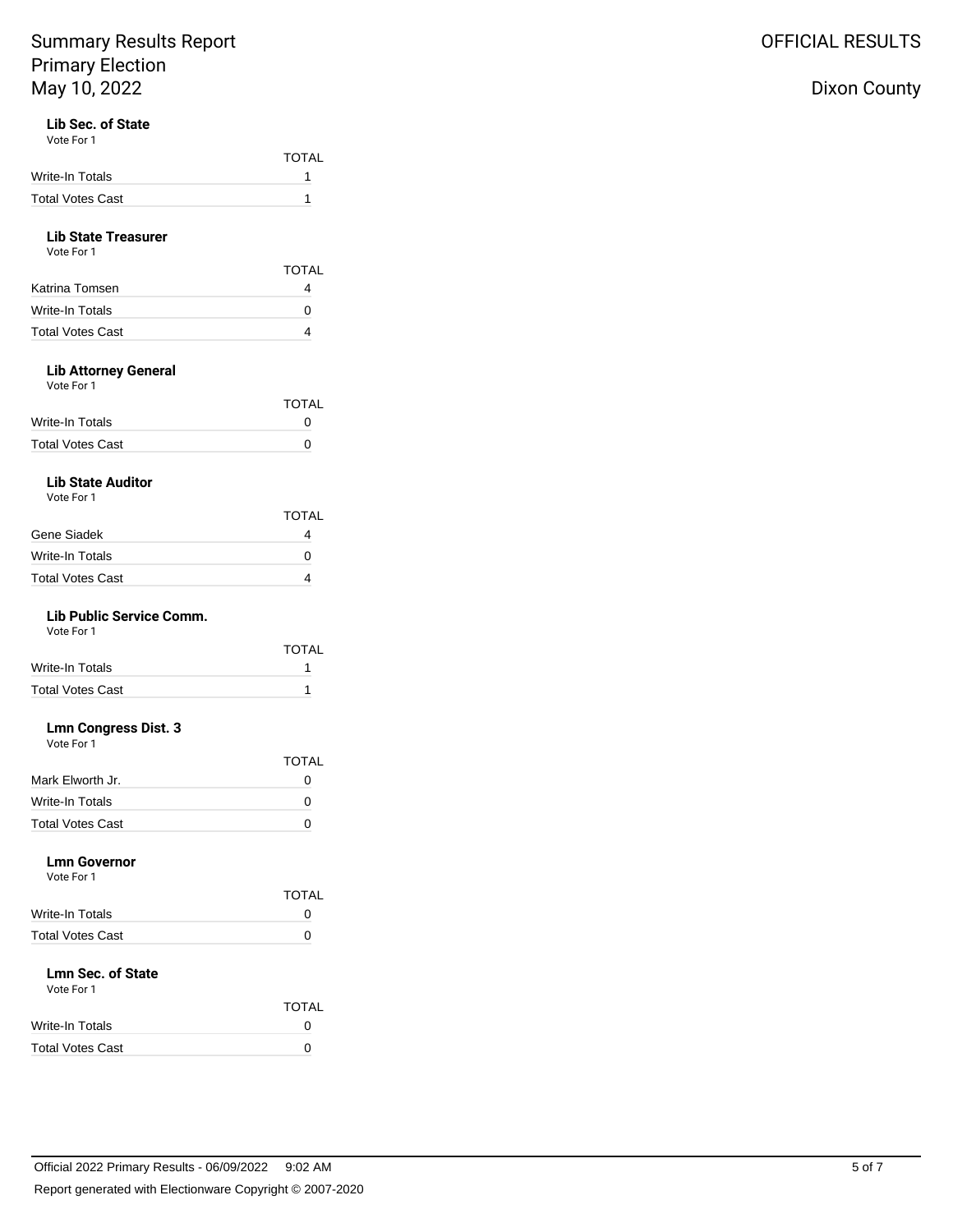# Summary Results Report
## Primary Election
## May 10, 2022

OFFICIAL RESULTS

Dixon County

### Lib Sec. of State

Vote For 1

| | TOTAL |
|---|---|
| Write-In Totals | 1 |
| Total Votes Cast | 1 |

### Lib State Treasurer

Vote For 1

| | TOTAL |
|---|---|
| Katrina Tomsen | 4 |
| Write-In Totals | 0 |
| Total Votes Cast | 4 |

### Lib Attorney General

Vote For 1

| | TOTAL |
|---|---|
| Write-In Totals | 0 |
| Total Votes Cast | 0 |

### Lib State Auditor

Vote For 1

| | TOTAL |
|---|---|
| Gene Siadek | 4 |
| Write-In Totals | 0 |
| Total Votes Cast | 4 |

### Lib Public Service Comm.

Vote For 1

| | TOTAL |
|---|---|
| Write-In Totals | 1 |
| Total Votes Cast | 1 |

### Lmn Congress Dist. 3

Vote For 1

| | TOTAL |
|---|---|
| Mark Elworth Jr. | 0 |
| Write-In Totals | 0 |
| Total Votes Cast | 0 |

### Lmn Governor

Vote For 1

| | TOTAL |
|---|---|
| Write-In Totals | 0 |
| Total Votes Cast | 0 |

### Lmn Sec. of State

Vote For 1

| | TOTAL |
|---|---|
| Write-In Totals | 0 |
| Total Votes Cast | 0 |

Official 2022 Primary Results - 06/09/2022 9:02 AM

Report generated with Electionware Copyright © 2007-2020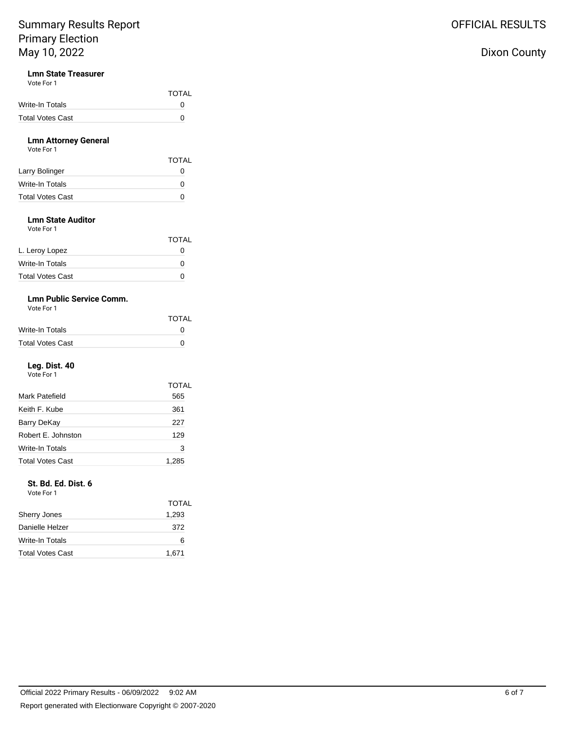## Lmn State Treasurer

Vote For 1

| | TOTAL |
|---|---|
| Write-In Totals | 0 |
| Total Votes Cast | 0 |

## Lmn Attorney General

Vote For 1

| | TOTAL |
|---|---|
| Larry Bolinger | 0 |
| Write-In Totals | 0 |
| Total Votes Cast | 0 |

## Lmn State Auditor

Vote For 1

| | TOTAL |
|---|---|
| L. Leroy Lopez | 0 |
| Write-In Totals | 0 |
| Total Votes Cast | 0 |

## Lmn Public Service Comm.

Vote For 1

| | TOTAL |
|---|---|
| Write-In Totals | 0 |
| Total Votes Cast | 0 |

## Leg. Dist. 40

Vote For 1

| | TOTAL |
|---|---|
| Mark Patefield | 565 |
| Keith F. Kube | 361 |
| Barry DeKay | 227 |
| Robert E. Johnston | 129 |
| Write-In Totals | 3 |
| Total Votes Cast | 1,285 |

## St. Bd. Ed. Dist. 6

Vote For 1

| | TOTAL |
|---|---|
| Sherry Jones | 1,293 |
| Danielle Helzer | 372 |
| Write-In Totals | 6 |
| Total Votes Cast | 1,671 |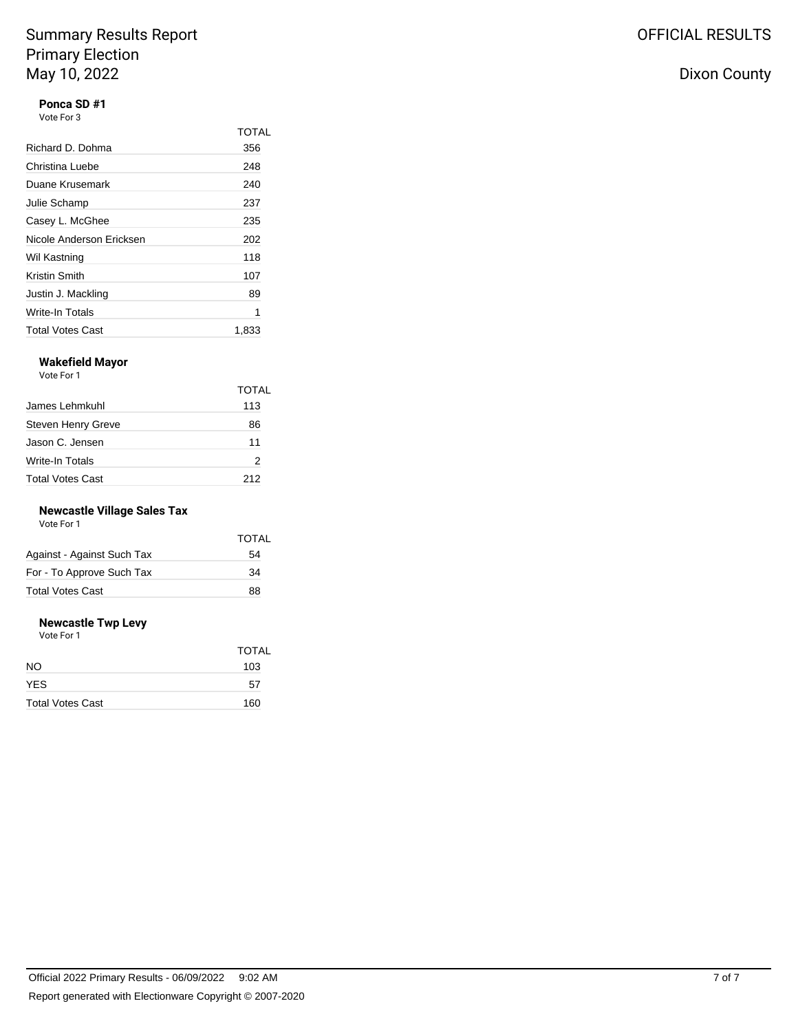Summary Results Report
Primary Election
May 10, 2022

OFFICIAL RESULTS

Dixon County

**Ponca SD #1**
Vote For 3

| | TOTAL |
|---|---|
| Richard D. Dohma | 356 |
| Christina Luebe | 248 |
| Duane Krusemark | 240 |
| Julie Schamp | 237 |
| Casey L. McGhee | 235 |
| Nicole Anderson Ericksen | 202 |
| Wil Kastning | 118 |
| Kristin Smith | 107 |
| Justin J. Mackling | 89 |
| Write-In Totals | 1 |
| Total Votes Cast | 1,833 |

**Wakefield Mayor**
Vote For 1

| | TOTAL |
|---|---|
| James Lehmkuhl | 113 |
| Steven Henry Greve | 86 |
| Jason C. Jensen | 11 |
| Write-In Totals | 2 |
| Total Votes Cast | 212 |

**Newcastle Village Sales Tax**
Vote For 1

| | TOTAL |
|---|---|
| Against - Against Such Tax | 54 |
| For - To Approve Such Tax | 34 |
| Total Votes Cast | 88 |

**Newcastle Twp Levy**
Vote For 1

| | TOTAL |
|---|---|
| NO | 103 |
| YES | 57 |
| Total Votes Cast | 160 |

Official 2022 Primary Results - 06/09/2022 9:02 AM

Report generated with Electionware Copyright © 2007-2020